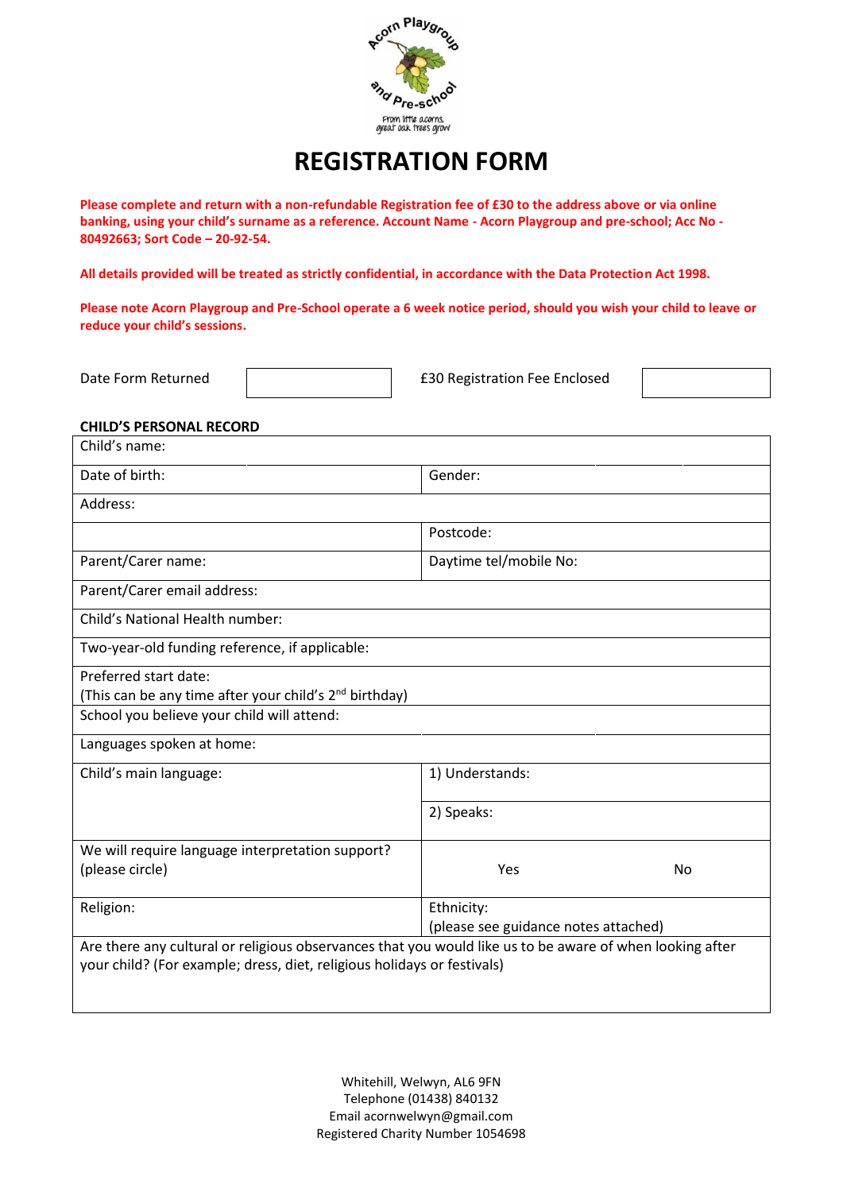Acorn Playgroup and Pre-school

From little acorns, great oak trees grow

# REGISTRATION FORM

**Please complete and return with a non-refundable Registration fee of £30 to the address above or via online banking, using your child's surname as a reference. Account Name - Acorn Playgroup and pre-school; Acc No - 80492663; Sort Code – 20-92-54.**

**All details provided will be treated as strictly confidential, in accordance with the Data Protection Act 1998.**

**Please note Acorn Playgroup and Pre-School operate a 6 week notice period, should you wish your child to leave or reduce your child's sessions.**

| Date Form Returned | | £30 Registration Fee Enclosed | |
|---|---|---|---|

**CHILD'S PERSONAL RECORD**

| | | |
|---|---|---|
| Child's name: | | |
| Date of birth: | Gender: | |
| Address: | | |
| | Postcode: | |
| Parent/Carer name: | Daytime tel/mobile No: | |
| Parent/Carer email address: | | |
| Child's National Health number: | | |
| Two-year-old funding reference, if applicable: | | |
| Preferred start date:<br>(This can be any time after your child's 2nd birthday) | | |
| School you believe your child will attend: | | |
| Languages spoken at home: | | |
| Child's main language: | 1) Understands:<br><br>2) Speaks: | |
| We will require language interpretation support? (please circle) | Yes | No |
| Religion: | Ethnicity:<br>(please see guidance notes attached) | |
| Are there any cultural or religious observances that you would like us to be aware of when looking after your child? (For example; dress, diet, religious holidays or festivals) | | |

Whitehill, Welwyn, AL6 9FN
Telephone (01438) 840132
Email acornwelwyn@gmail.com
Registered Charity Number 1054698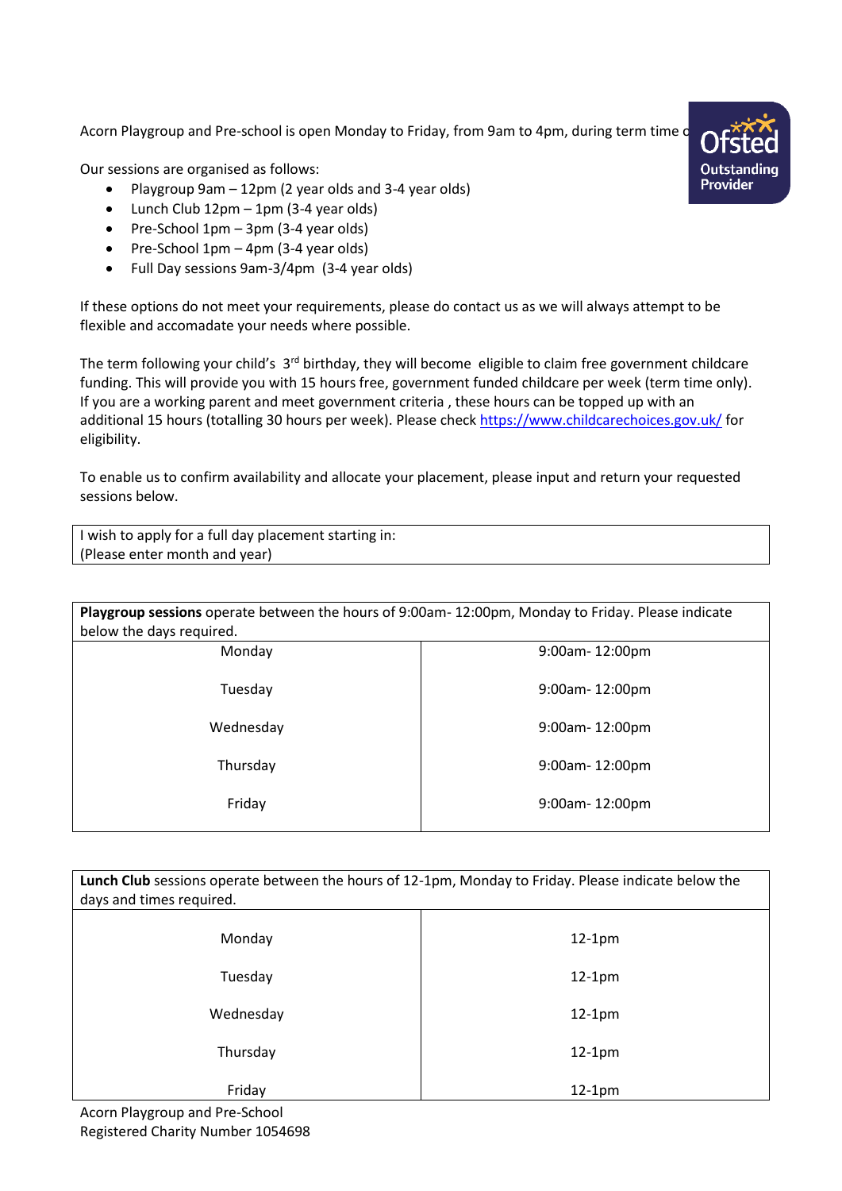Acorn Playgroup and Pre-school is open Monday to Friday, from 9am to 4pm, during term time o

Ofsted Outstanding Provider

Our sessions are organised as follows:

- Playgroup 9am – 12pm (2 year olds and 3-4 year olds)
- Lunch Club 12pm – 1pm (3-4 year olds)
- Pre-School 1pm – 3pm (3-4 year olds)
- Pre-School 1pm – 4pm (3-4 year olds)
- Full Day sessions 9am-3/4pm (3-4 year olds)

If these options do not meet your requirements, please do contact us as we will always attempt to be flexible and accomadate your needs where possible.

The term following your child's 3rd birthday, they will become eligible to claim free government childcare funding. This will provide you with 15 hours free, government funded childcare per week (term time only). If you are a working parent and meet government criteria , these hours can be topped up with an additional 15 hours (totalling 30 hours per week). Please check https://www.childcarechoices.gov.uk/ for eligibility.

To enable us to confirm availability and allocate your placement, please input and return your requested sessions below.

| I wish to apply for a full day placement starting in:<br>(Please enter month and year) |
|---|

| **Playgroup sessions** operate between the hours of 9:00am- 12:00pm, Monday to Friday. Please indicate below the days required. | |
|---|---|
| Monday | 9:00am- 12:00pm |
| Tuesday | 9:00am- 12:00pm |
| Wednesday | 9:00am- 12:00pm |
| Thursday | 9:00am- 12:00pm |
| Friday | 9:00am- 12:00pm |

| **Lunch Club** sessions operate between the hours of 12-1pm, Monday to Friday. Please indicate below the days and times required. | |
|---|---|
| Monday | 12-1pm |
| Tuesday | 12-1pm |
| Wednesday | 12-1pm |
| Thursday | 12-1pm |
| Friday | 12-1pm |

Acorn Playgroup and Pre-School
Registered Charity Number 1054698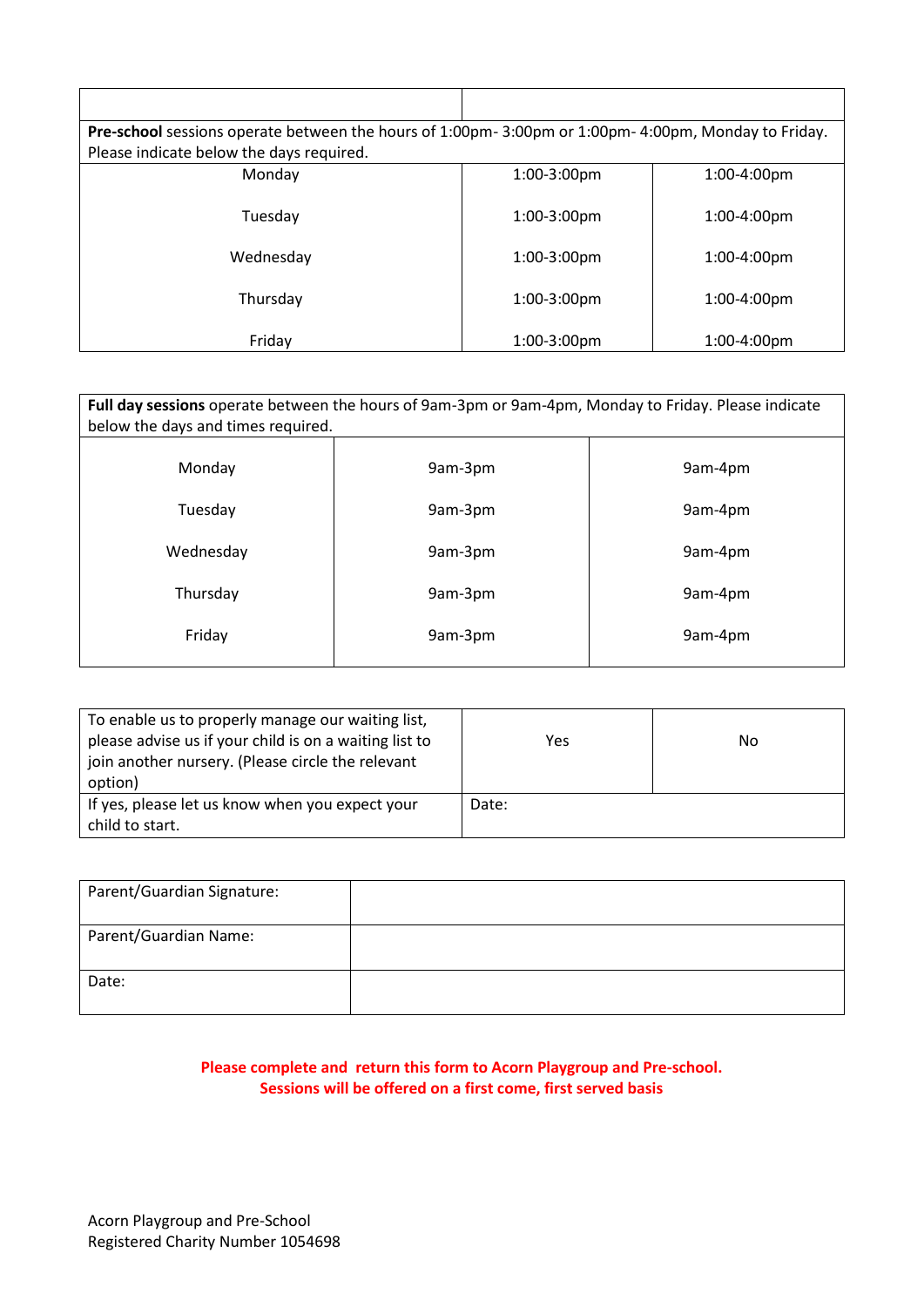| | |
|---|---|
| | |

| **Pre-school** sessions operate between the hours of 1:00pm- 3:00pm or 1:00pm- 4:00pm, Monday to Friday. Please indicate below the days required. | | |
|---|---|---|
| Monday | 1:00-3:00pm | 1:00-4:00pm |
| Tuesday | 1:00-3:00pm | 1:00-4:00pm |
| Wednesday | 1:00-3:00pm | 1:00-4:00pm |
| Thursday | 1:00-3:00pm | 1:00-4:00pm |
| Friday | 1:00-3:00pm | 1:00-4:00pm |

| **Full day sessions** operate between the hours of 9am-3pm or 9am-4pm, Monday to Friday. Please indicate below the days and times required. | | |
|---|---|---|
| Monday | 9am-3pm | 9am-4pm |
| Tuesday | 9am-3pm | 9am-4pm |
| Wednesday | 9am-3pm | 9am-4pm |
| Thursday | 9am-3pm | 9am-4pm |
| Friday | 9am-3pm | 9am-4pm |

| To enable us to properly manage our waiting list, please advise us if your child is on a waiting list to join another nursery. (Please circle the relevant option) | Yes | No |
|---|---|---|
| If yes, please let us know when you expect your child to start. | Date: | |

| Parent/Guardian Signature: | |
|---|---|
| Parent/Guardian Name: | |
| Date: | |

**Please complete and return this form to Acorn Playgroup and Pre-school.**
**Sessions will be offered on a first come, first served basis**

Acorn Playgroup and Pre-School
Registered Charity Number 1054698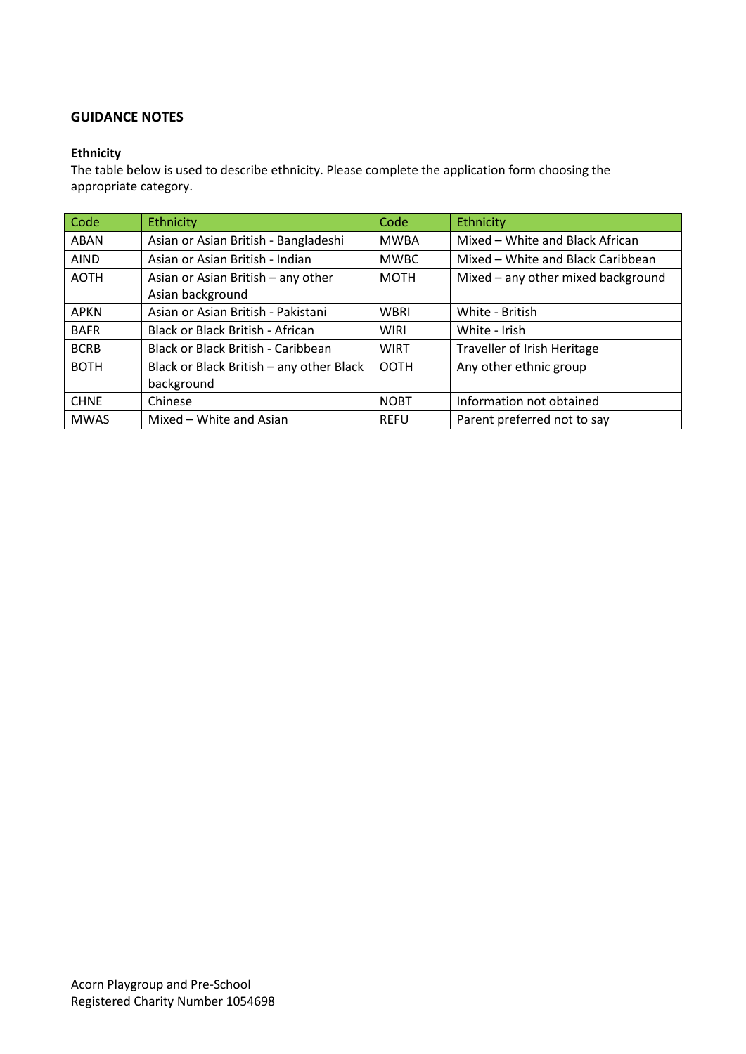**GUIDANCE NOTES**

**Ethnicity**

The table below is used to describe ethnicity. Please complete the application form choosing the appropriate category.

| Code | Ethnicity | Code | Ethnicity |
| --- | --- | --- | --- |
| ABAN | Asian or Asian British - Bangladeshi | MWBA | Mixed – White and Black African |
| AIND | Asian or Asian British - Indian | MWBC | Mixed – White and Black Caribbean |
| AOTH | Asian or Asian British – any other Asian background | MOTH | Mixed – any other mixed background |
| APKN | Asian or Asian British - Pakistani | WBRI | White - British |
| BAFR | Black or Black British - African | WIRI | White - Irish |
| BCRB | Black or Black British - Caribbean | WIRT | Traveller of Irish Heritage |
| BOTH | Black or Black British – any other Black background | OOTH | Any other ethnic group |
| CHNE | Chinese | NOBT | Information not obtained |
| MWAS | Mixed – White and Asian | REFU | Parent preferred not to say |

Acorn Playgroup and Pre-School
Registered Charity Number 1054698